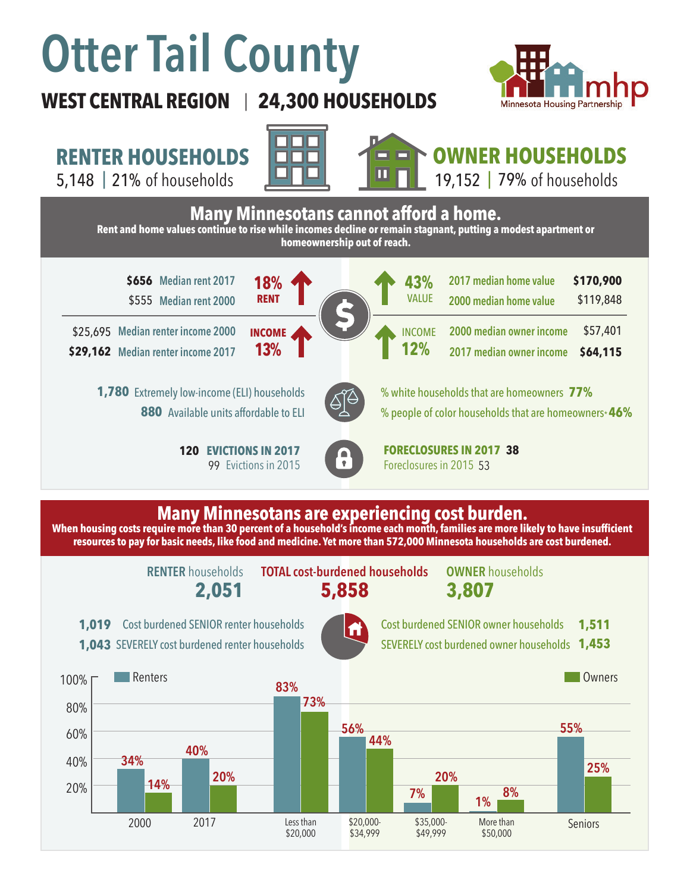# Otter Tail County

**WEST CENTRAL REGION | 24,300 HOUSEHOLDS**

Minnesota Housing Partnership

## RENTER HOUSEHOLDS
5,148 | 21% of households

## OWNER HOUSEHOLDS
19,152 | 79% of households

## Many Minnesotans cannot afford a home.

**Rent and home values continue to rise while incomes decline or remain stagnant, putting a modest apartment or homeownership out of reach.**

**$656** Median rent 2017
$555 Median rent 2000
**18% RENT** ↑

$25,695 Median renter income 2000
**$29,162** Median renter income 2017
**INCOME 13%** ↑

**43% VALUE** ↑
2017 median home value **$170,900**
2000 median home value $119,848

**INCOME 12%** ↑
2000 median owner income $57,401
2017 median owner income **$64,115**

**1,780** Extremely low-income (ELI) households
**880** Available units affordable to ELI

% white households that are homeowners **77%**
% people of color households that are homeowners* **46%**

**120 EVICTIONS IN 2017**
99 Evictions in 2015

**FORECLOSURES IN 2017 38**
Foreclosures in 2015 53

## Many Minnesotans are experiencing cost burden.

**When housing costs require more than 30 percent of a household's income each month, families are more likely to have insufficient resources to pay for basic needs, like food and medicine. Yet more than 572,000 Minnesota households are cost burdened.**

| RENTER households | TOTAL cost-burdened households | OWNER households |
|---|---|---|
| **2,051** | **5,858** | **3,807** |

**1,019** Cost burdened SENIOR renter households
**1,043** SEVERELY cost burdened renter households

Cost burdened SENIOR owner households **1,511**
SEVERELY cost burdened owner households **1,453**

| | Renters | Owners |
|---|---|---|
| 2000 | 34% | 14% |
| 2017 | 40% | 20% |
| Less than $20,000 | 83% | 73% |
| $20,000-$34,999 | 56% | 44% |
| $35,000-$49,999 | 7% | 20% |
| More than $50,000 | 1% | 8% |
| Seniors | 55% | 25% |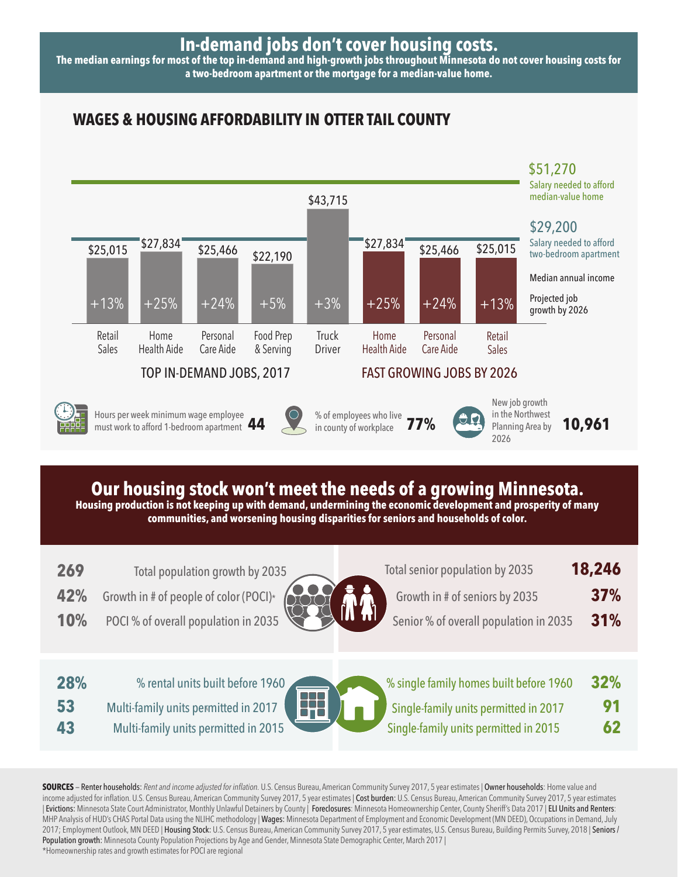# In-demand jobs don't cover housing costs.

**The median earnings for most of the top in-demand and high-growth jobs throughout Minnesota do not cover housing costs for a two-bedroom apartment or the mortgage for a median-value home.**

## WAGES & HOUSING AFFORDABILITY IN OTTER TAIL COUNTY

$51,270
Salary needed to afford median-value home

$29,200
Salary needed to afford two-bedroom apartment

Median annual income

Projected job growth by 2026

TOP IN-DEMAND JOBS, 2017

Retail Sales
$25,015
+13%

Home Health Aide
$27,834
+25%

Personal Care Aide
$25,466
+24%

Food Prep & Serving
$22,190
+5%

Truck Driver
$43,715
+3%

FAST GROWING JOBS BY 2026

Home Health Aide
$27,834
+25%

Personal Care Aide
$25,466
+24%

Retail Sales
$25,015
+13%

Hours per week minimum wage employee must work to afford 1-bedroom apartment **44**

% of employees who live in county of workplace **77%**

New job growth in the Northwest Planning Area by 2026 **10,961**

# Our housing stock won't meet the needs of a growing Minnesota.

**Housing production is not keeping up with demand, undermining the economic development and prosperity of many communities, and worsening housing disparities for seniors and households of color.**

**269** Total population growth by 2035

**42%** Growth in # of people of color (POCI)*

**10%** POCI % of overall population in 2035

Total senior population by 2035 **18,246**

Growth in # of seniors by 2035 **37%**

Senior % of overall population in 2035 **31%**

**28%** % rental units built before 1960

**53** Multi-family units permitted in 2017

**43** Multi-family units permitted in 2015

% single family homes built before 1960 **32%**

Single-family units permitted in 2017 **91**

Single-family units permitted in 2015 **62**

**SOURCES** – Renter households: *Rent and income adjusted for inflation.* U.S. Census Bureau, American Community Survey 2017, 5 year estimates | Owner households: Home value and income adjusted for inflation. U.S. Census Bureau, American Community Survey 2017, 5 year estimates | Cost burden: U.S. Census Bureau, American Community Survey 2017, 5 year estimates | Evictions: Minnesota State Court Administrator, Monthly Unlawful Detainers by County | Foreclosures: Minnesota Homeownership Center, County Sheriff's Data 2017 | ELI Units and Renters: MHP Analysis of HUD's CHAS Portal Data using the NLIHC methodology | Wages: Minnesota Department of Employment and Economic Development (MN DEED), Occupations in Demand, July 2017; Employment Outlook, MN DEED | Housing Stock: U.S. Census Bureau, American Community Survey 2017, 5 year estimates, U.S. Census Bureau, Building Permits Survey, 2018 | Seniors / Population growth: Minnesota County Population Projections by Age and Gender, Minnesota State Demographic Center, March 2017 |
*Homeownership rates and growth estimates for POCI are regional